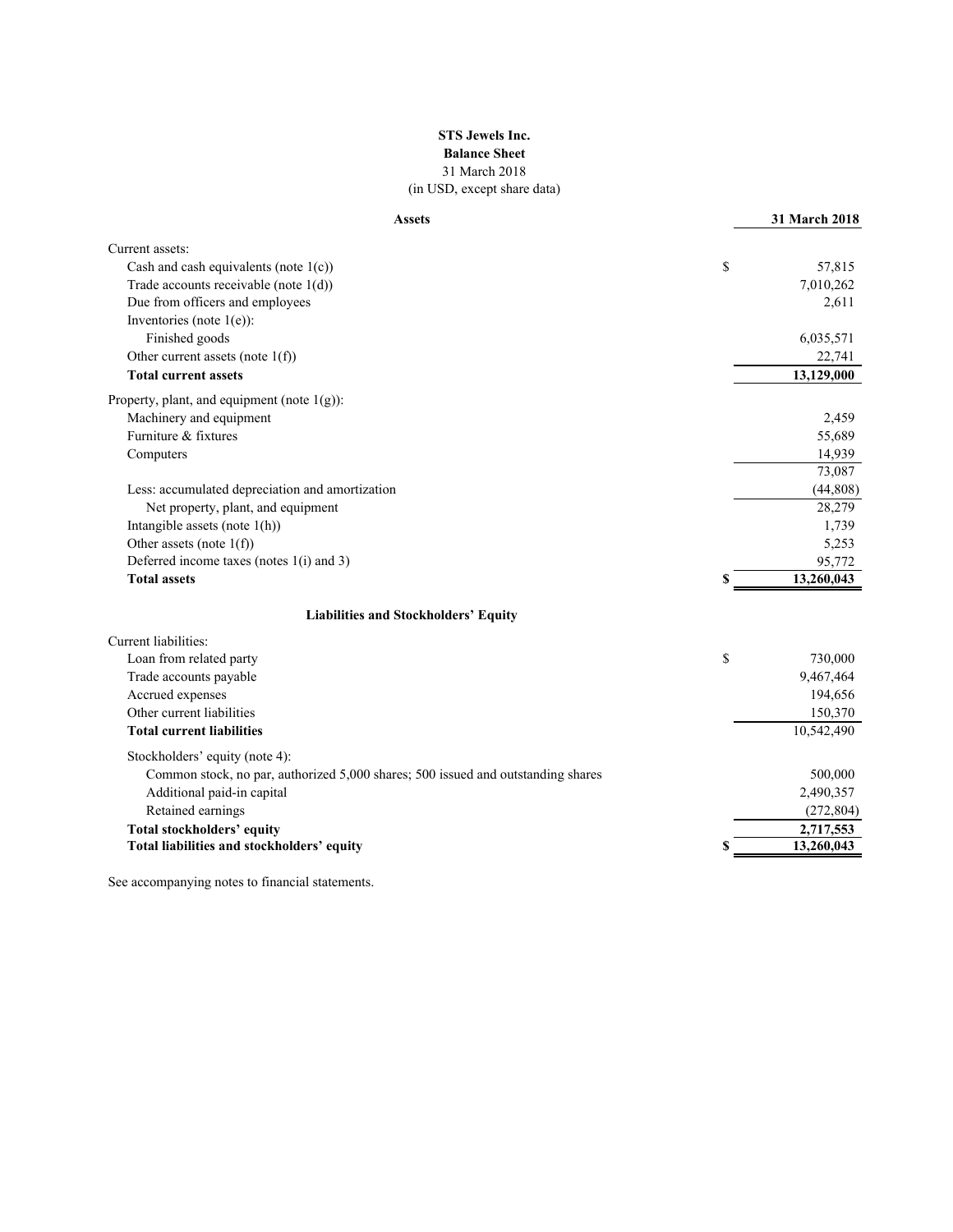**STS Jewels Inc.**
**Balance Sheet**
31 March 2018
(in USD, except share data)

| **Assets** | | **31 March 2018** |
|---|---|---|
| Current assets: | | |
| Cash and cash equivalents (note 1(c)) | $ | 57,815 |
| Trade accounts receivable (note 1(d)) | | 7,010,262 |
| Due from officers and employees | | 2,611 |
| Inventories (note 1(e)): | | |
| Finished goods | | 6,035,571 |
| Other current assets (note 1(f)) | | 22,741 |
| **Total current assets** | | **13,129,000** |
| Property, plant, and equipment (note 1(g)): | | |
| Machinery and equipment | | 2,459 |
| Furniture & fixtures | | 55,689 |
| Computers | | 14,939 |
| | | 73,087 |
| Less: accumulated depreciation and amortization | | (44,808) |
| Net property, plant, and equipment | | 28,279 |
| Intangible assets (note 1(h)) | | 1,739 |
| Other assets (note 1(f)) | | 5,253 |
| Deferred income taxes (notes 1(i) and 3) | | 95,772 |
| **Total assets** | **$** | **13,260,043** |
| **Liabilities and Stockholders' Equity** | | |
| Current liabilities: | | |
| Loan from related party | $ | 730,000 |
| Trade accounts payable | | 9,467,464 |
| Accrued expenses | | 194,656 |
| Other current liabilities | | 150,370 |
| **Total current liabilities** | | 10,542,490 |
| Stockholders' equity (note 4): | | |
| Common stock, no par, authorized 5,000 shares; 500 issued and outstanding shares | | 500,000 |
| Additional paid-in capital | | 2,490,357 |
| Retained earnings | | (272,804) |
| **Total stockholders' equity** | | **2,717,553** |
| **Total liabilities and stockholders' equity** | **$** | **13,260,043** |

See accompanying notes to financial statements.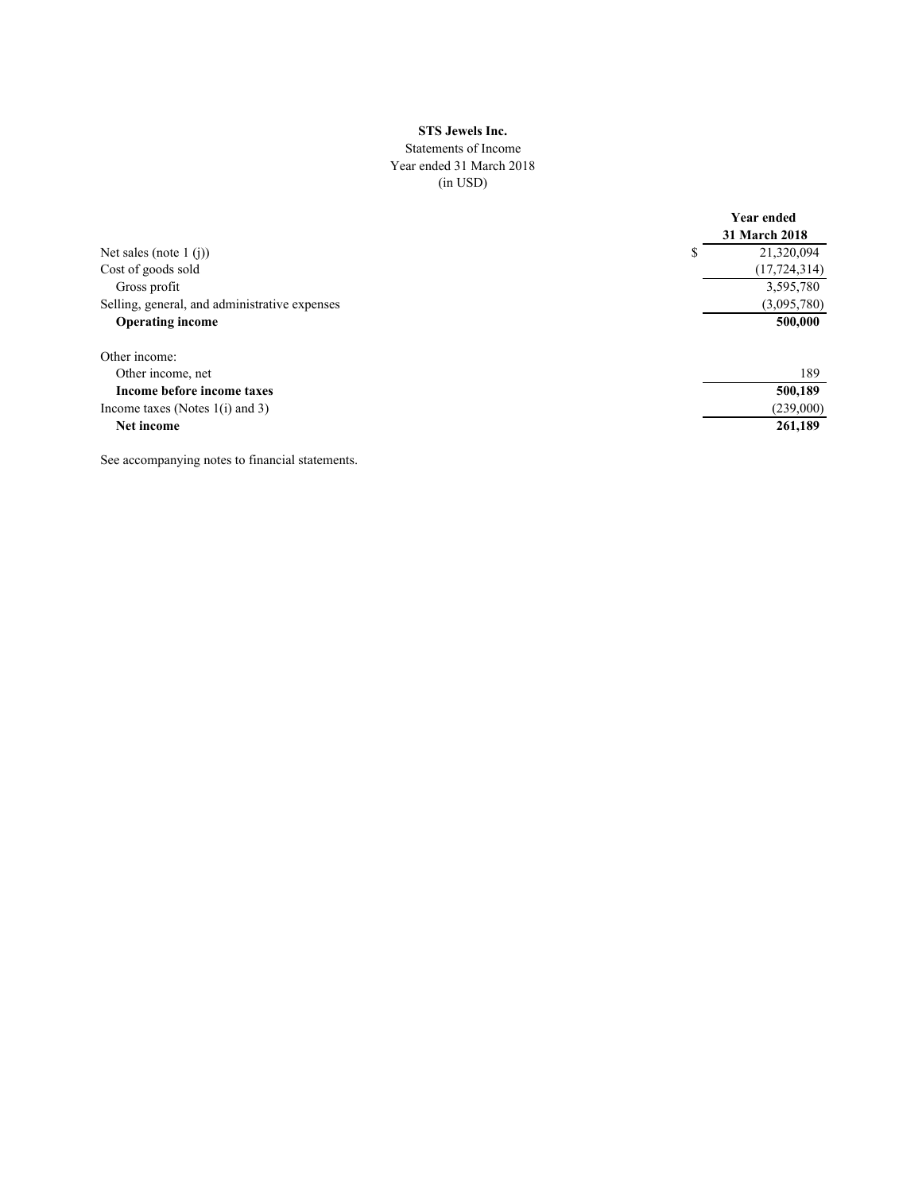**STS Jewels Inc.**

Statements of Income

Year ended 31 March 2018

(in USD)

| | Year ended 31 March 2018 |
|---|---|
| Net sales (note 1 (j)) | $ 21,320,094 |
| Cost of goods sold | (17,724,314) |
| Gross profit | 3,595,780 |
| Selling, general, and administrative expenses | (3,095,780) |
| **Operating income** | **500,000** |
| | |
| Other income: | |
| Other income, net | 189 |
| **Income before income taxes** | **500,189** |
| Income taxes (Notes 1(i) and 3) | (239,000) |
| **Net income** | **261,189** |

See accompanying notes to financial statements.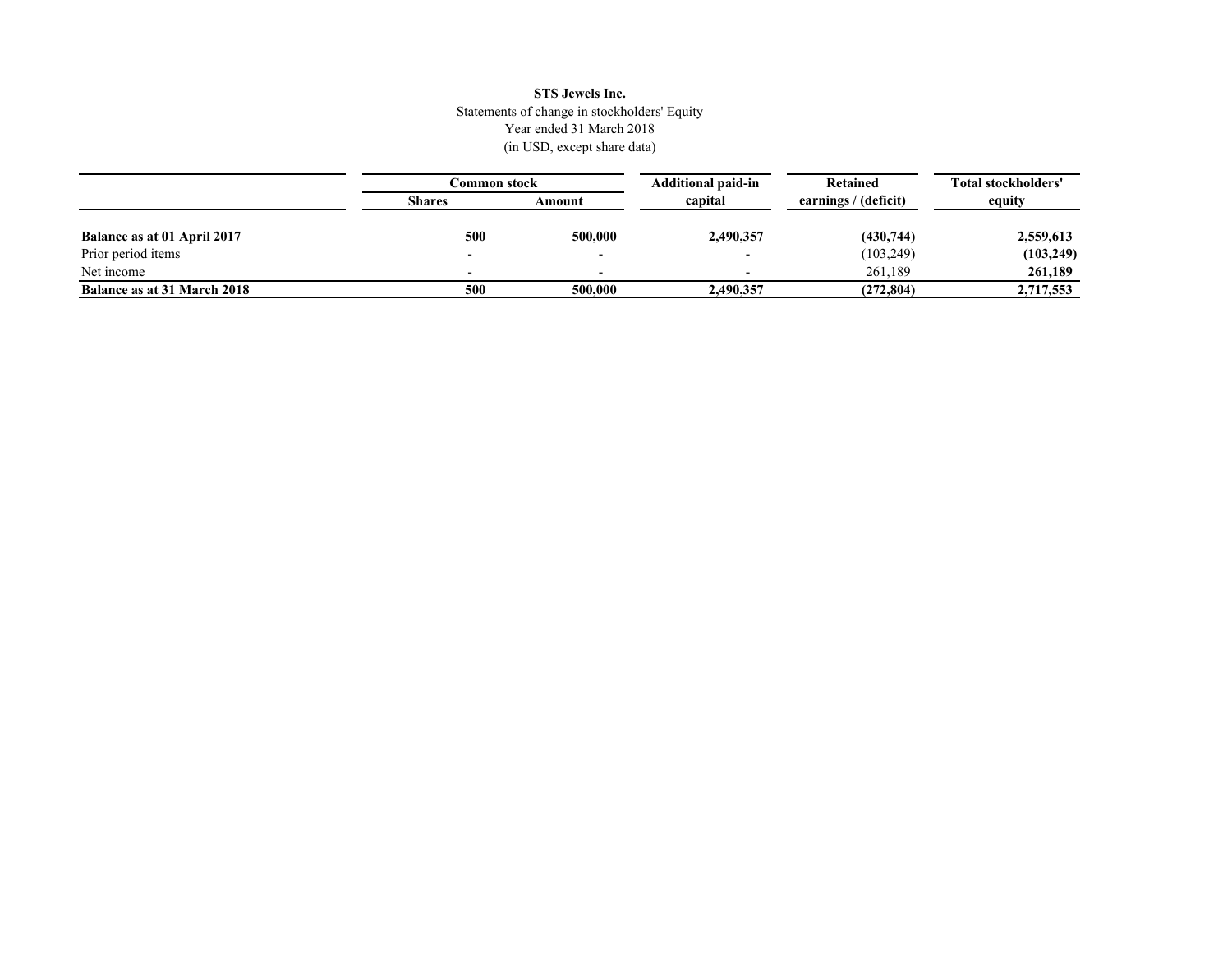**STS Jewels Inc.**

Statements of change in stockholders' Equity

Year ended 31 March 2018

(in USD, except share data)

| | Common stock | | Additional paid-in capital | Retained earnings / (deficit) | Total stockholders' equity |
|---|---|---|---|---|---|
| | Shares | Amount | | | |
| **Balance as at 01 April 2017** | **500** | **500,000** | **2,490,357** | **(430,744)** | **2,559,613** |
| Prior period items | - | - | - | (103,249) | **(103,249)** |
| Net income | - | - | - | 261,189 | **261,189** |
| **Balance as at 31 March 2018** | **500** | **500,000** | **2,490,357** | **(272,804)** | **2,717,553** |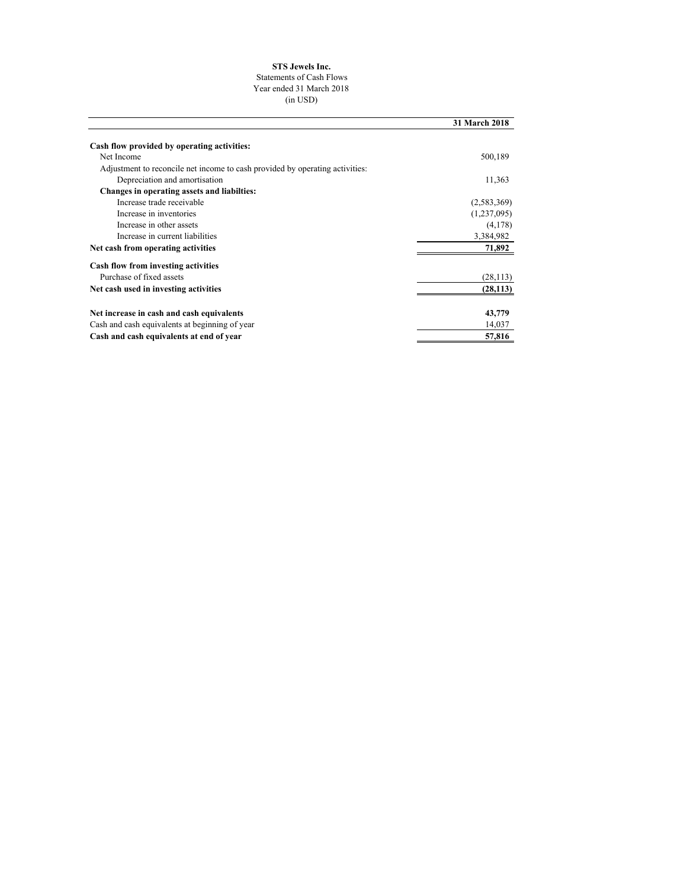**STS Jewels Inc.**

Statements of Cash Flows

Year ended 31 March 2018

(in USD)

| | 31 March 2018 |
|---|---|
| **Cash flow provided by operating activities:** | |
| Net Income | 500,189 |
| Adjustment to reconcile net income to cash provided by operating activities: | |
| Depreciation and amortisation | 11,363 |
| **Changes in operating assets and liabilties:** | |
| Increase trade receivable | (2,583,369) |
| Increase in inventories | (1,237,095) |
| Increase in other assets | (4,178) |
| Increase in current liabilities | 3,384,982 |
| **Net cash from operating activities** | **71,892** |
| **Cash flow from investing activities** | |
| Purchase of fixed assets | (28,113) |
| **Net cash used in investing activities** | **(28,113)** |
| **Net increase in cash and cash equivalents** | **43,779** |
| Cash and cash equivalents at beginning of year | 14,037 |
| **Cash and cash equivalents at end of year** | **57,816** |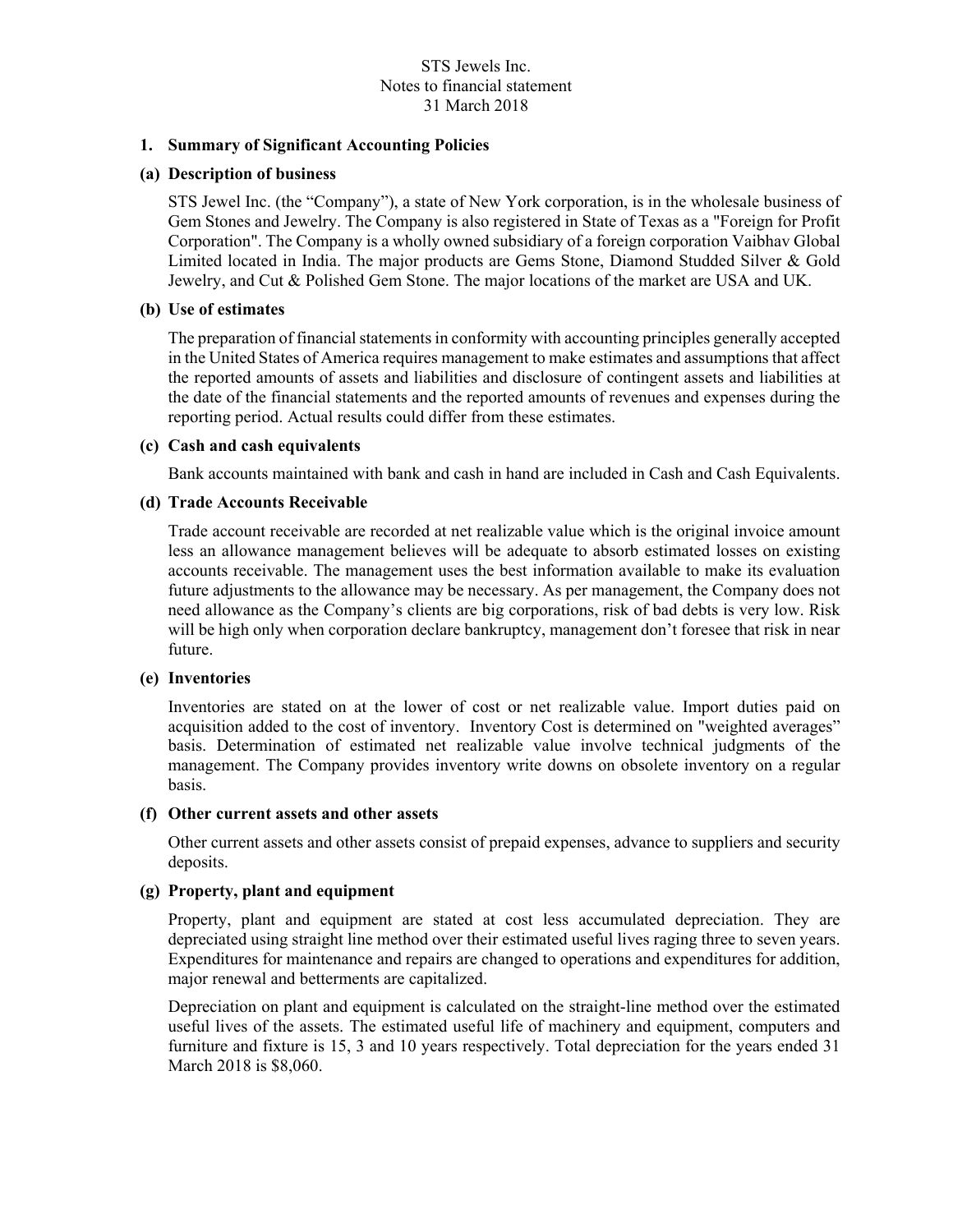STS Jewels Inc.
Notes to financial statement
31 March 2018

## 1. Summary of Significant Accounting Policies

### (a) Description of business

STS Jewel Inc. (the "Company"), a state of New York corporation, is in the wholesale business of Gem Stones and Jewelry. The Company is also registered in State of Texas as a "Foreign for Profit Corporation". The Company is a wholly owned subsidiary of a foreign corporation Vaibhav Global Limited located in India. The major products are Gems Stone, Diamond Studded Silver & Gold Jewelry, and Cut & Polished Gem Stone. The major locations of the market are USA and UK.

### (b) Use of estimates

The preparation of financial statements in conformity with accounting principles generally accepted in the United States of America requires management to make estimates and assumptions that affect the reported amounts of assets and liabilities and disclosure of contingent assets and liabilities at the date of the financial statements and the reported amounts of revenues and expenses during the reporting period. Actual results could differ from these estimates.

### (c) Cash and cash equivalents

Bank accounts maintained with bank and cash in hand are included in Cash and Cash Equivalents.

### (d) Trade Accounts Receivable

Trade account receivable are recorded at net realizable value which is the original invoice amount less an allowance management believes will be adequate to absorb estimated losses on existing accounts receivable. The management uses the best information available to make its evaluation future adjustments to the allowance may be necessary. As per management, the Company does not need allowance as the Company's clients are big corporations, risk of bad debts is very low. Risk will be high only when corporation declare bankruptcy, management don't foresee that risk in near future.

### (e) Inventories

Inventories are stated on at the lower of cost or net realizable value. Import duties paid on acquisition added to the cost of inventory. Inventory Cost is determined on "weighted averages" basis. Determination of estimated net realizable value involve technical judgments of the management. The Company provides inventory write downs on obsolete inventory on a regular basis.

### (f) Other current assets and other assets

Other current assets and other assets consist of prepaid expenses, advance to suppliers and security deposits.

### (g) Property, plant and equipment

Property, plant and equipment are stated at cost less accumulated depreciation. They are depreciated using straight line method over their estimated useful lives raging three to seven years. Expenditures for maintenance and repairs are changed to operations and expenditures for addition, major renewal and betterments are capitalized.

Depreciation on plant and equipment is calculated on the straight-line method over the estimated useful lives of the assets. The estimated useful life of machinery and equipment, computers and furniture and fixture is 15, 3 and 10 years respectively. Total depreciation for the years ended 31 March 2018 is $8,060.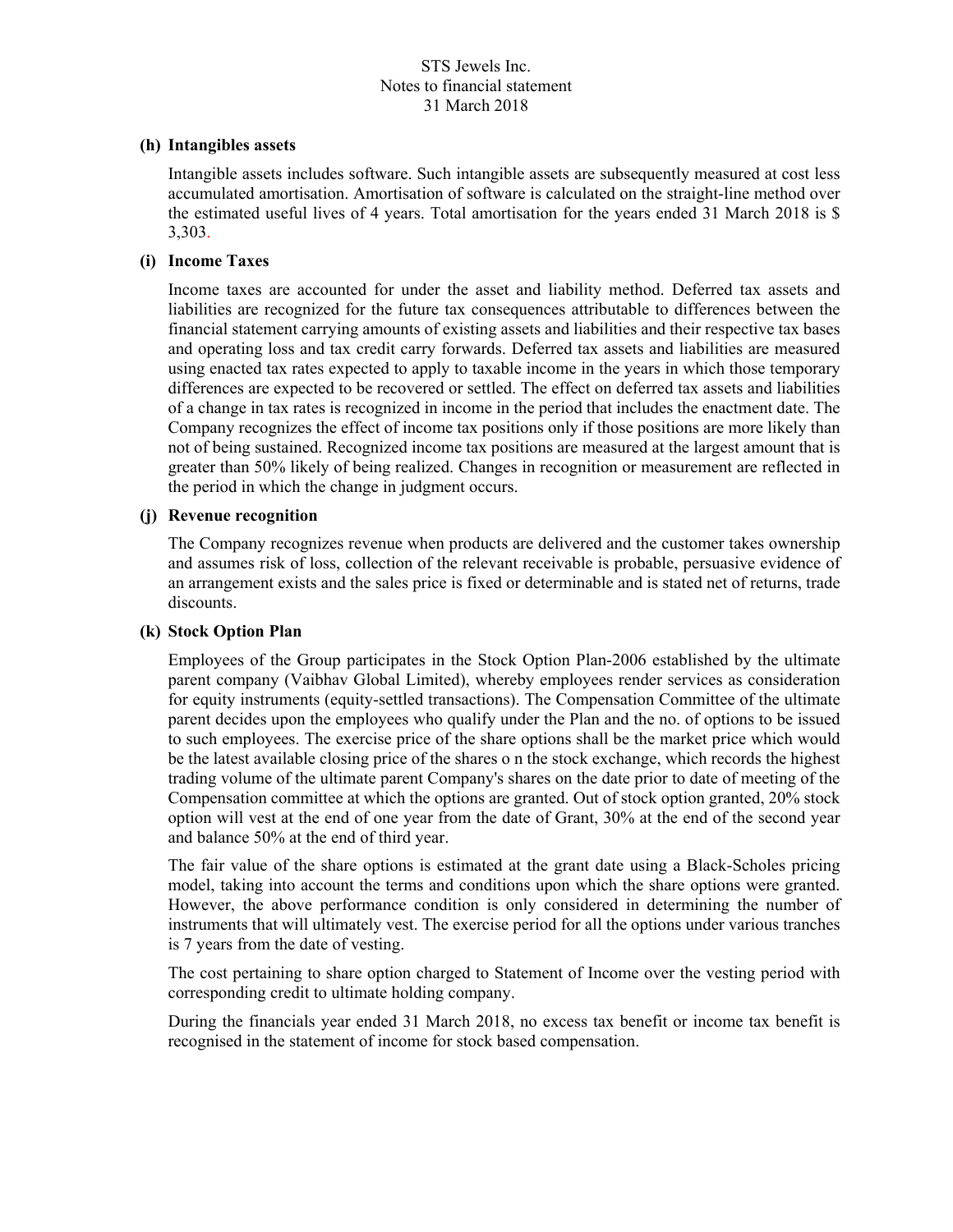### (h) Intangibles assets

Intangible assets includes software. Such intangible assets are subsequently measured at cost less accumulated amortisation. Amortisation of software is calculated on the straight-line method over the estimated useful lives of 4 years. Total amortisation for the years ended 31 March 2018 is $ 3,303.

### (i) Income Taxes

Income taxes are accounted for under the asset and liability method. Deferred tax assets and liabilities are recognized for the future tax consequences attributable to differences between the financial statement carrying amounts of existing assets and liabilities and their respective tax bases and operating loss and tax credit carry forwards. Deferred tax assets and liabilities are measured using enacted tax rates expected to apply to taxable income in the years in which those temporary differences are expected to be recovered or settled. The effect on deferred tax assets and liabilities of a change in tax rates is recognized in income in the period that includes the enactment date. The Company recognizes the effect of income tax positions only if those positions are more likely than not of being sustained. Recognized income tax positions are measured at the largest amount that is greater than 50% likely of being realized. Changes in recognition or measurement are reflected in the period in which the change in judgment occurs.

### (j) Revenue recognition

The Company recognizes revenue when products are delivered and the customer takes ownership and assumes risk of loss, collection of the relevant receivable is probable, persuasive evidence of an arrangement exists and the sales price is fixed or determinable and is stated net of returns, trade discounts.

### (k) Stock Option Plan

Employees of the Group participates in the Stock Option Plan-2006 established by the ultimate parent company (Vaibhav Global Limited), whereby employees render services as consideration for equity instruments (equity-settled transactions). The Compensation Committee of the ultimate parent decides upon the employees who qualify under the Plan and the no. of options to be issued to such employees. The exercise price of the share options shall be the market price which would be the latest available closing price of the shares o n the stock exchange, which records the highest trading volume of the ultimate parent Company's shares on the date prior to date of meeting of the Compensation committee at which the options are granted. Out of stock option granted, 20% stock option will vest at the end of one year from the date of Grant, 30% at the end of the second year and balance 50% at the end of third year.

The fair value of the share options is estimated at the grant date using a Black-Scholes pricing model, taking into account the terms and conditions upon which the share options were granted. However, the above performance condition is only considered in determining the number of instruments that will ultimately vest. The exercise period for all the options under various tranches is 7 years from the date of vesting.

The cost pertaining to share option charged to Statement of Income over the vesting period with corresponding credit to ultimate holding company.

During the financials year ended 31 March 2018, no excess tax benefit or income tax benefit is recognised in the statement of income for stock based compensation.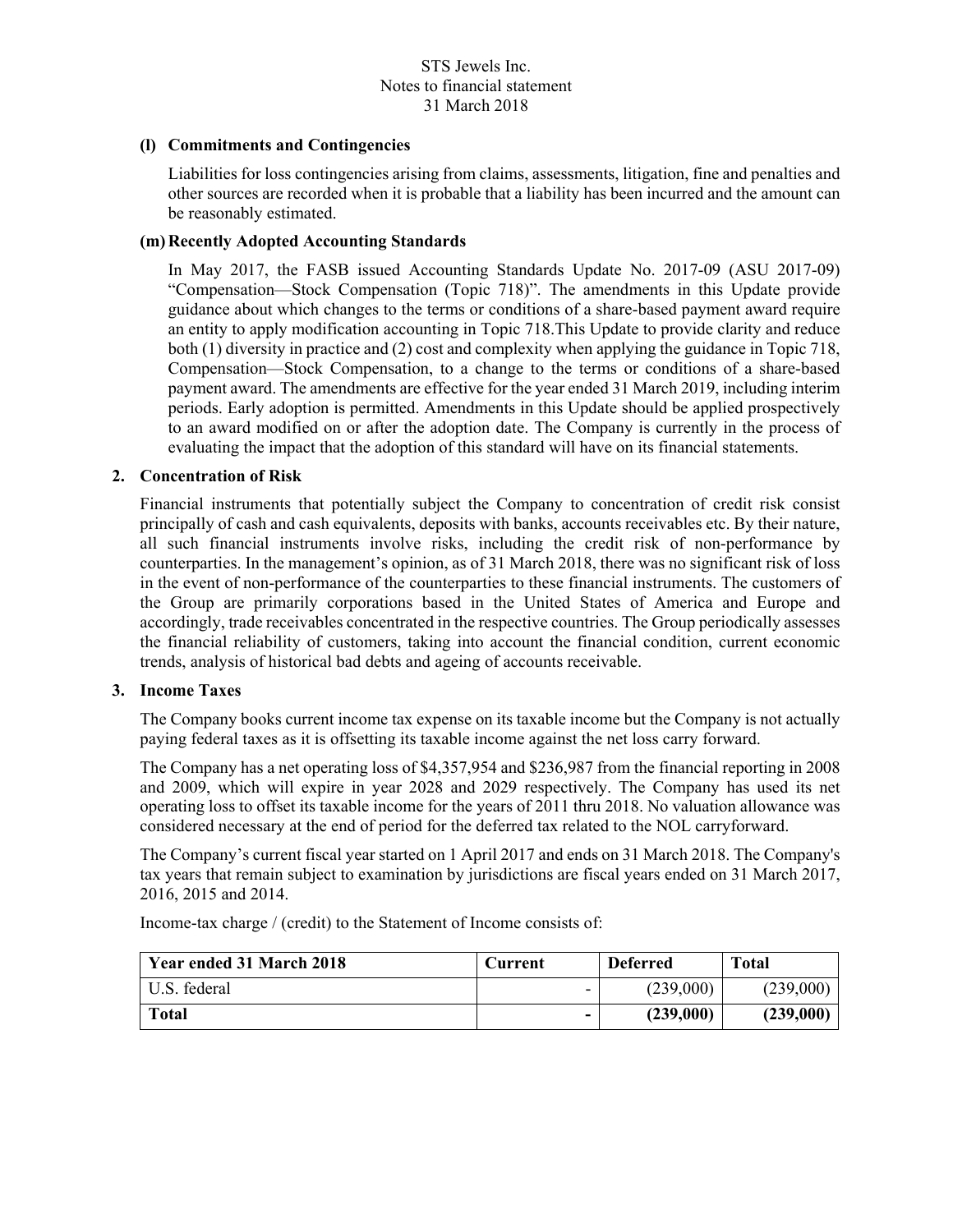### (l) Commitments and Contingencies

Liabilities for loss contingencies arising from claims, assessments, litigation, fine and penalties and other sources are recorded when it is probable that a liability has been incurred and the amount can be reasonably estimated.

### (m) Recently Adopted Accounting Standards

In May 2017, the FASB issued Accounting Standards Update No. 2017-09 (ASU 2017-09) "Compensation—Stock Compensation (Topic 718)". The amendments in this Update provide guidance about which changes to the terms or conditions of a share-based payment award require an entity to apply modification accounting in Topic 718.This Update to provide clarity and reduce both (1) diversity in practice and (2) cost and complexity when applying the guidance in Topic 718, Compensation—Stock Compensation, to a change to the terms or conditions of a share-based payment award. The amendments are effective for the year ended 31 March 2019, including interim periods. Early adoption is permitted. Amendments in this Update should be applied prospectively to an award modified on or after the adoption date. The Company is currently in the process of evaluating the impact that the adoption of this standard will have on its financial statements.

## 2. Concentration of Risk

Financial instruments that potentially subject the Company to concentration of credit risk consist principally of cash and cash equivalents, deposits with banks, accounts receivables etc. By their nature, all such financial instruments involve risks, including the credit risk of non-performance by counterparties. In the management's opinion, as of 31 March 2018, there was no significant risk of loss in the event of non-performance of the counterparties to these financial instruments. The customers of the Group are primarily corporations based in the United States of America and Europe and accordingly, trade receivables concentrated in the respective countries. The Group periodically assesses the financial reliability of customers, taking into account the financial condition, current economic trends, analysis of historical bad debts and ageing of accounts receivable.

## 3. Income Taxes

The Company books current income tax expense on its taxable income but the Company is not actually paying federal taxes as it is offsetting its taxable income against the net loss carry forward.

The Company has a net operating loss of $4,357,954 and $236,987 from the financial reporting in 2008 and 2009, which will expire in year 2028 and 2029 respectively. The Company has used its net operating loss to offset its taxable income for the years of 2011 thru 2018. No valuation allowance was considered necessary at the end of period for the deferred tax related to the NOL carryforward.

The Company's current fiscal year started on 1 April 2017 and ends on 31 March 2018. The Company's tax years that remain subject to examination by jurisdictions are fiscal years ended on 31 March 2017, 2016, 2015 and 2014.

Income-tax charge / (credit) to the Statement of Income consists of:

| Year ended 31 March 2018 | Current | Deferred | Total |
|---|---|---|---|
| U.S. federal | - | (239,000) | (239,000) |
| **Total** | **-** | **(239,000)** | **(239,000)** |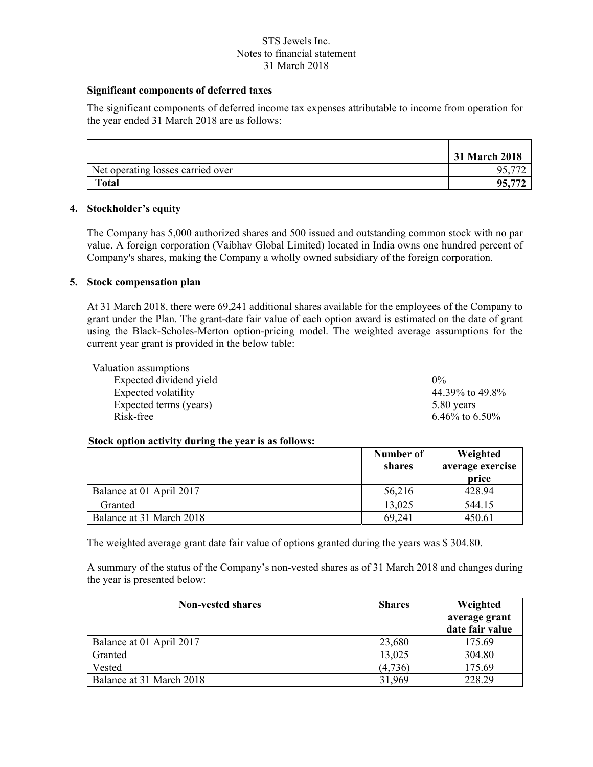STS Jewels Inc.
Notes to financial statement
31 March 2018

**Significant components of deferred taxes**

The significant components of deferred income tax expenses attributable to income from operation for the year ended 31 March 2018 are as follows:

| | 31 March 2018 |
|---|---|
| Net operating losses carried over | 95,772 |
| **Total** | **95,772** |

## 4. Stockholder's equity

The Company has 5,000 authorized shares and 500 issued and outstanding common stock with no par value. A foreign corporation (Vaibhav Global Limited) located in India owns one hundred percent of Company's shares, making the Company a wholly owned subsidiary of the foreign corporation.

## 5. Stock compensation plan

At 31 March 2018, there were 69,241 additional shares available for the employees of the Company to grant under the Plan. The grant-date fair value of each option award is estimated on the date of grant using the Black-Scholes-Merton option-pricing model. The weighted average assumptions for the current year grant is provided in the below table:

| Valuation assumptions | |
|---|---|
| Expected dividend yield | 0% |
| Expected volatility | 44.39% to 49.8% |
| Expected terms (years) | 5.80 years |
| Risk-free | 6.46% to 6.50% |

**Stock option activity during the year is as follows:**

| | Number of shares | Weighted average exercise price |
|---|---|---|
| Balance at 01 April 2017 | 56,216 | 428.94 |
| Granted | 13,025 | 544.15 |
| Balance at 31 March 2018 | 69,241 | 450.61 |

The weighted average grant date fair value of options granted during the years was $ 304.80.

A summary of the status of the Company's non-vested shares as of 31 March 2018 and changes during the year is presented below:

| Non-vested shares | Shares | Weighted average grant date fair value |
|---|---|---|
| Balance at 01 April 2017 | 23,680 | 175.69 |
| Granted | 13,025 | 304.80 |
| Vested | (4,736) | 175.69 |
| Balance at 31 March 2018 | 31,969 | 228.29 |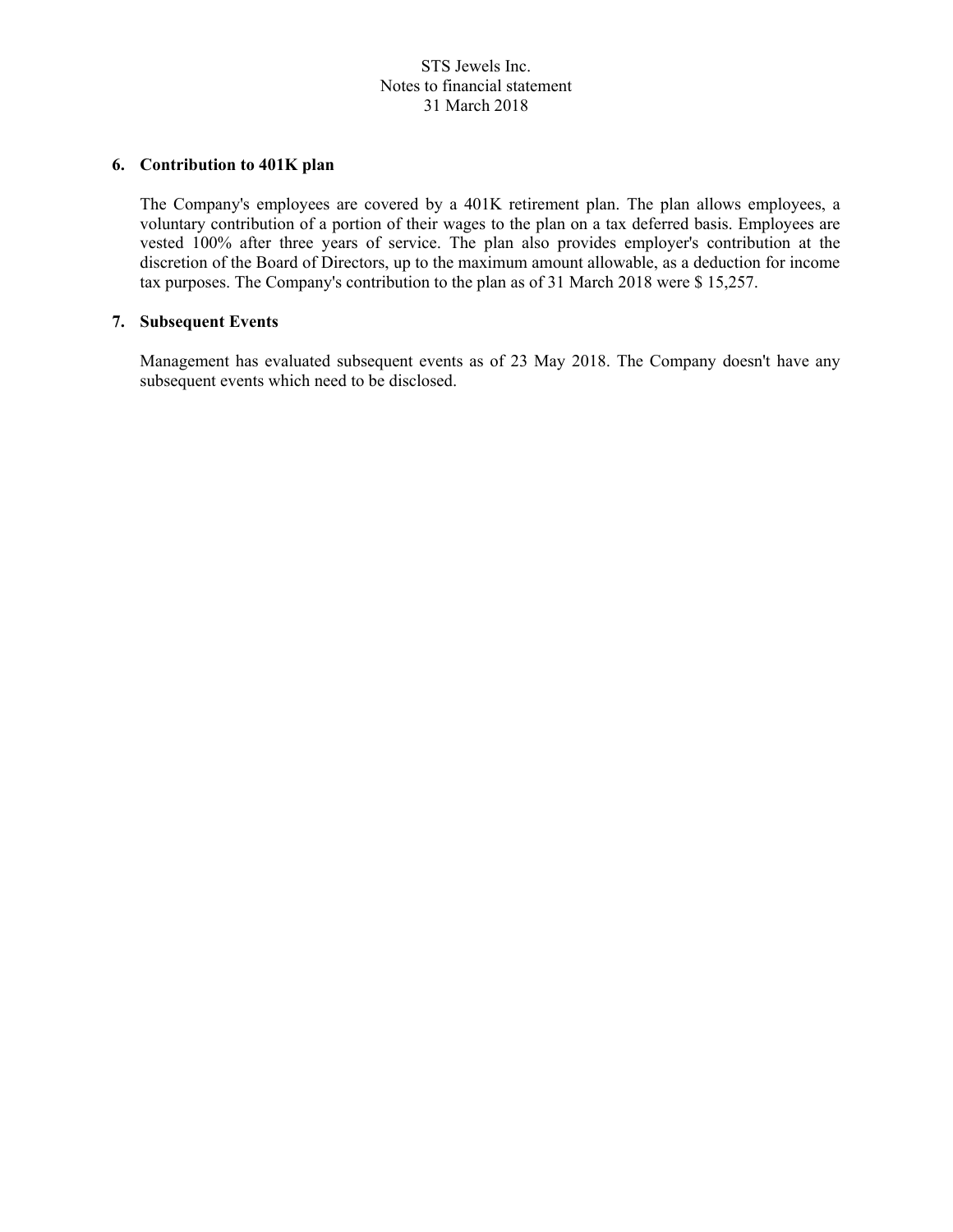STS Jewels Inc.
Notes to financial statement
31 March 2018

## 6. Contribution to 401K plan

The Company's employees are covered by a 401K retirement plan. The plan allows employees, a voluntary contribution of a portion of their wages to the plan on a tax deferred basis. Employees are vested 100% after three years of service. The plan also provides employer's contribution at the discretion of the Board of Directors, up to the maximum amount allowable, as a deduction for income tax purposes. The Company's contribution to the plan as of 31 March 2018 were $ 15,257.

## 7. Subsequent Events

Management has evaluated subsequent events as of 23 May 2018. The Company doesn't have any subsequent events which need to be disclosed.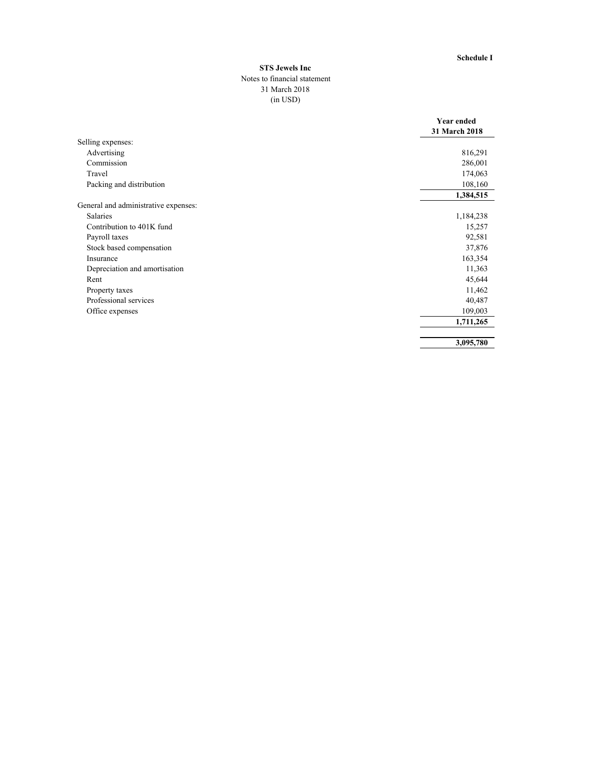Schedule I

**STS Jewels Inc**

Notes to financial statement

31 March 2018

(in USD)

| | Year ended 31 March 2018 |
|---|---|
| Selling expenses: | |
| Advertising | 816,291 |
| Commission | 286,001 |
| Travel | 174,063 |
| Packing and distribution | 108,160 |
| | **1,384,515** |
| General and administrative expenses: | |
| Salaries | 1,184,238 |
| Contribution to 401K fund | 15,257 |
| Payroll taxes | 92,581 |
| Stock based compensation | 37,876 |
| Insurance | 163,354 |
| Depreciation and amortisation | 11,363 |
| Rent | 45,644 |
| Property taxes | 11,462 |
| Professional services | 40,487 |
| Office expenses | 109,003 |
| | **1,711,265** |
| | **3,095,780** |